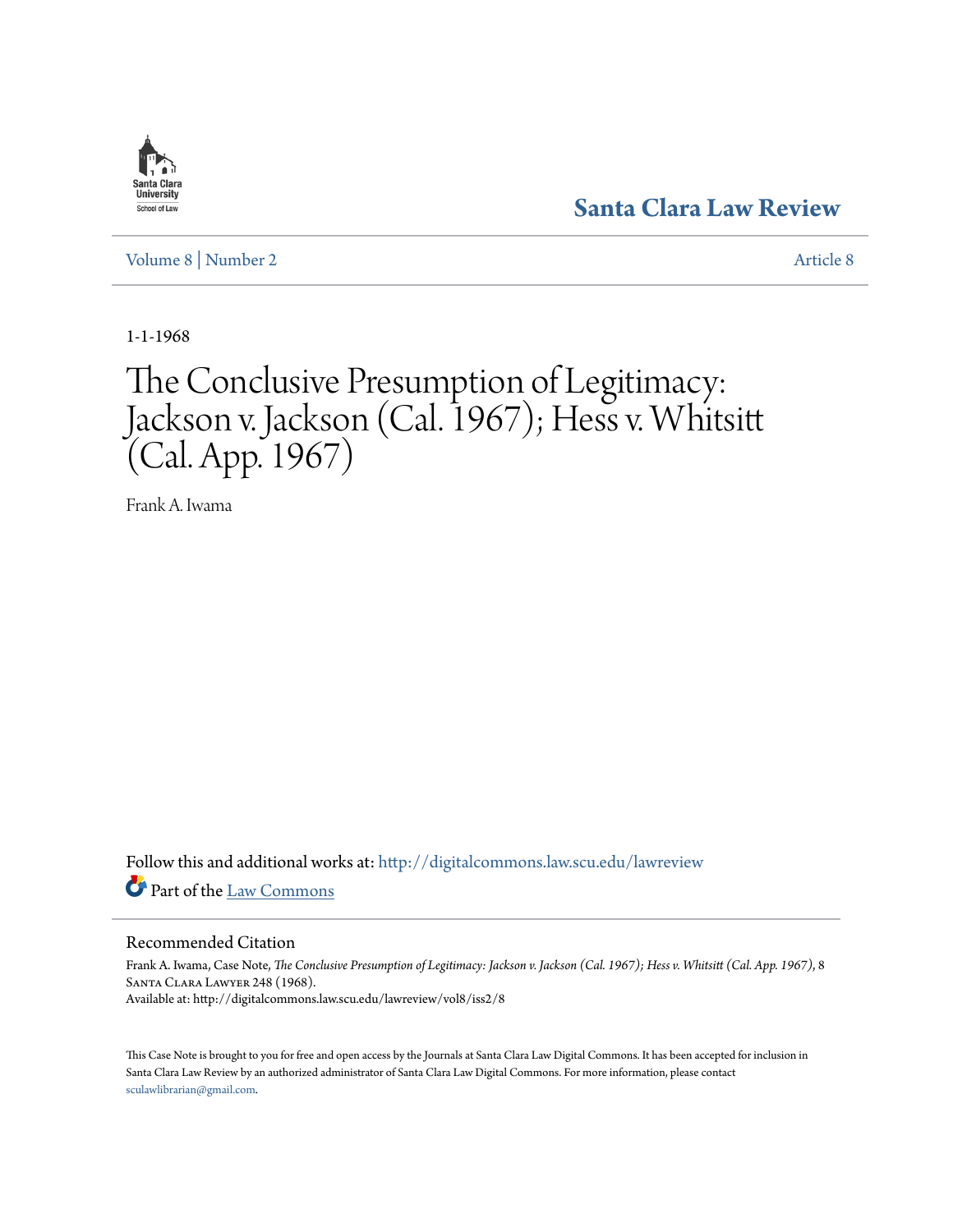Santa Clara Law Review

Volume 8 | Number 2

Article 8

1-1-1968

# The Conclusive Presumption of Legitimacy: Jackson v. Jackson (Cal. 1967); Hess v. Whitsitt (Cal. App. 1967)

Frank A. Iwama

Follow this and additional works at: http://digitalcommons.law.scu.edu/lawreview

Part of the Law Commons

## Recommended Citation

Frank A. Iwama, Case Note, *The Conclusive Presumption of Legitimacy: Jackson v. Jackson (Cal. 1967); Hess v. Whitsitt (Cal. App. 1967)*, 8 Santa Clara Lawyer 248 (1968).
Available at: http://digitalcommons.law.scu.edu/lawreview/vol8/iss2/8

This Case Note is brought to you for free and open access by the Journals at Santa Clara Law Digital Commons. It has been accepted for inclusion in Santa Clara Law Review by an authorized administrator of Santa Clara Law Digital Commons. For more information, please contact sculawlibrarian@gmail.com.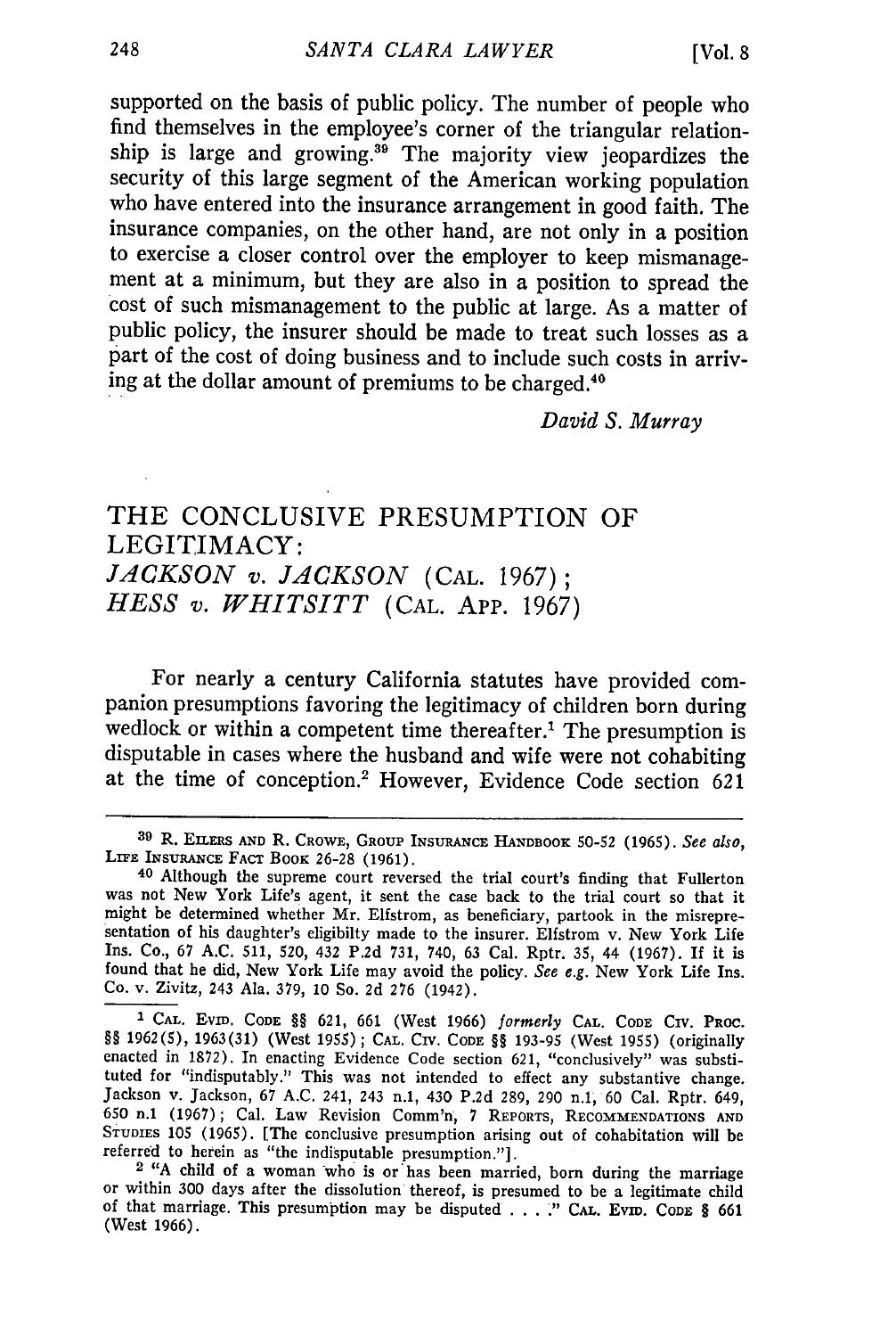supported on the basis of public policy. The number of people who find themselves in the employee's corner of the triangular relationship is large and growing.[39] The majority view jeopardizes the security of this large segment of the American working population who have entered into the insurance arrangement in good faith. The insurance companies, on the other hand, are not only in a position to exercise a closer control over the employer to keep mismanagement at a minimum, but they are also in a position to spread the cost of such mismanagement to the public at large. As a matter of public policy, the insurer should be made to treat such losses as a part of the cost of doing business and to include such costs in arriving at the dollar amount of premiums to be charged.[40]

*David S. Murray*

## THE CONCLUSIVE PRESUMPTION OF LEGITIMACY: *JACKSON v. JACKSON* (CAL. 1967); *HESS v. WHITSITT* (CAL. APP. 1967)

For nearly a century California statutes have provided companion presumptions favoring the legitimacy of children born during wedlock or within a competent time thereafter.[1] The presumption is disputable in cases where the husband and wife were not cohabiting at the time of conception.[2] However, Evidence Code section 621

---

[39] R. EILERS AND R. CROWE, GROUP INSURANCE HANDBOOK 50-52 (1965). *See also*, LIFE INSURANCE FACT BOOK 26-28 (1961).

[40] Although the supreme court reversed the trial court's finding that Fullerton was not New York Life's agent, it sent the case back to the trial court so that it might be determined whether Mr. Elfstrom, as beneficiary, partook in the misrepresentation of his daughter's eligibilty made to the insurer. Elfstrom v. New York Life Ins. Co., 67 A.C. 511, 520, 432 P.2d 731, 740, 63 Cal. Rptr. 35, 44 (1967). If it is found that he did, New York Life may avoid the policy. *See e.g.* New York Life Ins. Co. v. Zivitz, 243 Ala. 379, 10 So. 2d 276 (1942).

[1] CAL. EVID. CODE §§ 621, 661 (West 1966) *formerly* CAL. CODE CIV. PROC. §§ 1962(5), 1963(31) (West 1955); CAL. CIV. CODE §§ 193-95 (West 1955) (originally enacted in 1872). In enacting Evidence Code section 621, "conclusively" was substituted for "indisputably." This was not intended to effect any substantive change. Jackson v. Jackson, 67 A.C. 241, 243 n.1, 430 P.2d 289, 290 n.1, 60 Cal. Rptr. 649, 650 n.1 (1967); Cal. Law Revision Comm'n, 7 REPORTS, RECOMMENDATIONS AND STUDIES 105 (1965). [The conclusive presumption arising out of cohabitation will be referred to herein as "the indisputable presumption."].

[2] "A child of a woman who is or has been married, born during the marriage or within 300 days after the dissolution thereof, is presumed to be a legitimate child of that marriage. This presumption may be disputed . . . ." CAL. EVID. CODE § 661 (West 1966).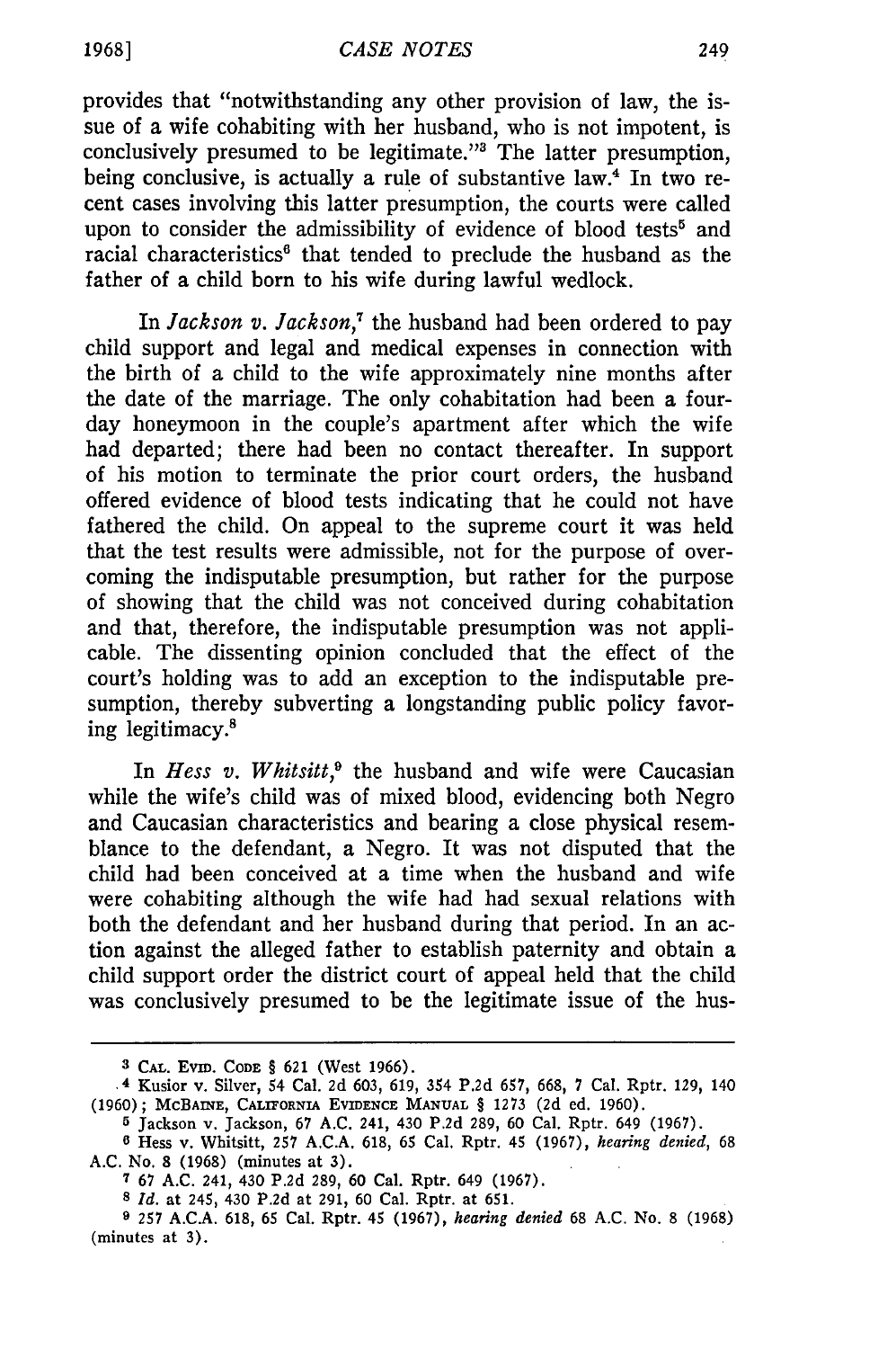provides that "notwithstanding any other provision of law, the issue of a wife cohabiting with her husband, who is not impotent, is conclusively presumed to be legitimate."[3] The latter presumption, being conclusive, is actually a rule of substantive law.[4] In two recent cases involving this latter presumption, the courts were called upon to consider the admissibility of evidence of blood tests[5] and racial characteristics[6] that tended to preclude the husband as the father of a child born to his wife during lawful wedlock.

In *Jackson v. Jackson*,[7] the husband had been ordered to pay child support and legal and medical expenses in connection with the birth of a child to the wife approximately nine months after the date of the marriage. The only cohabitation had been a four-day honeymoon in the couple's apartment after which the wife had departed; there had been no contact thereafter. In support of his motion to terminate the prior court orders, the husband offered evidence of blood tests indicating that he could not have fathered the child. On appeal to the supreme court it was held that the test results were admissible, not for the purpose of overcoming the indisputable presumption, but rather for the purpose of showing that the child was not conceived during cohabitation and that, therefore, the indisputable presumption was not applicable. The dissenting opinion concluded that the effect of the court's holding was to add an exception to the indisputable presumption, thereby subverting a longstanding public policy favoring legitimacy.[8]

In *Hess v. Whitsitt*,[9] the husband and wife were Caucasian while the wife's child was of mixed blood, evidencing both Negro and Caucasian characteristics and bearing a close physical resemblance to the defendant, a Negro. It was not disputed that the child had been conceived at a time when the husband and wife were cohabiting although the wife had had sexual relations with both the defendant and her husband during that period. In an action against the alleged father to establish paternity and obtain a child support order the district court of appeal held that the child was conclusively presumed to be the legitimate issue of the hus-

---

[3] CAL. EVID. CODE § 621 (West 1966).

[4] Kusior v. Silver, 54 Cal. 2d 603, 619, 354 P.2d 657, 668, 7 Cal. Rptr. 129, 140 (1960); MCBAINE, CALIFORNIA EVIDENCE MANUAL § 1273 (2d ed. 1960).

[5] Jackson v. Jackson, 67 A.C. 241, 430 P.2d 289, 60 Cal. Rptr. 649 (1967).

[6] Hess v. Whitsitt, 257 A.C.A. 618, 65 Cal. Rptr. 45 (1967), *hearing denied*, 68 A.C. No. 8 (1968) (minutes at 3).

[7] 67 A.C. 241, 430 P.2d 289, 60 Cal. Rptr. 649 (1967).

[8] *Id.* at 245, 430 P.2d at 291, 60 Cal. Rptr. at 651.

[9] 257 A.C.A. 618, 65 Cal. Rptr. 45 (1967), *hearing denied* 68 A.C. No. 8 (1968) (minutes at 3).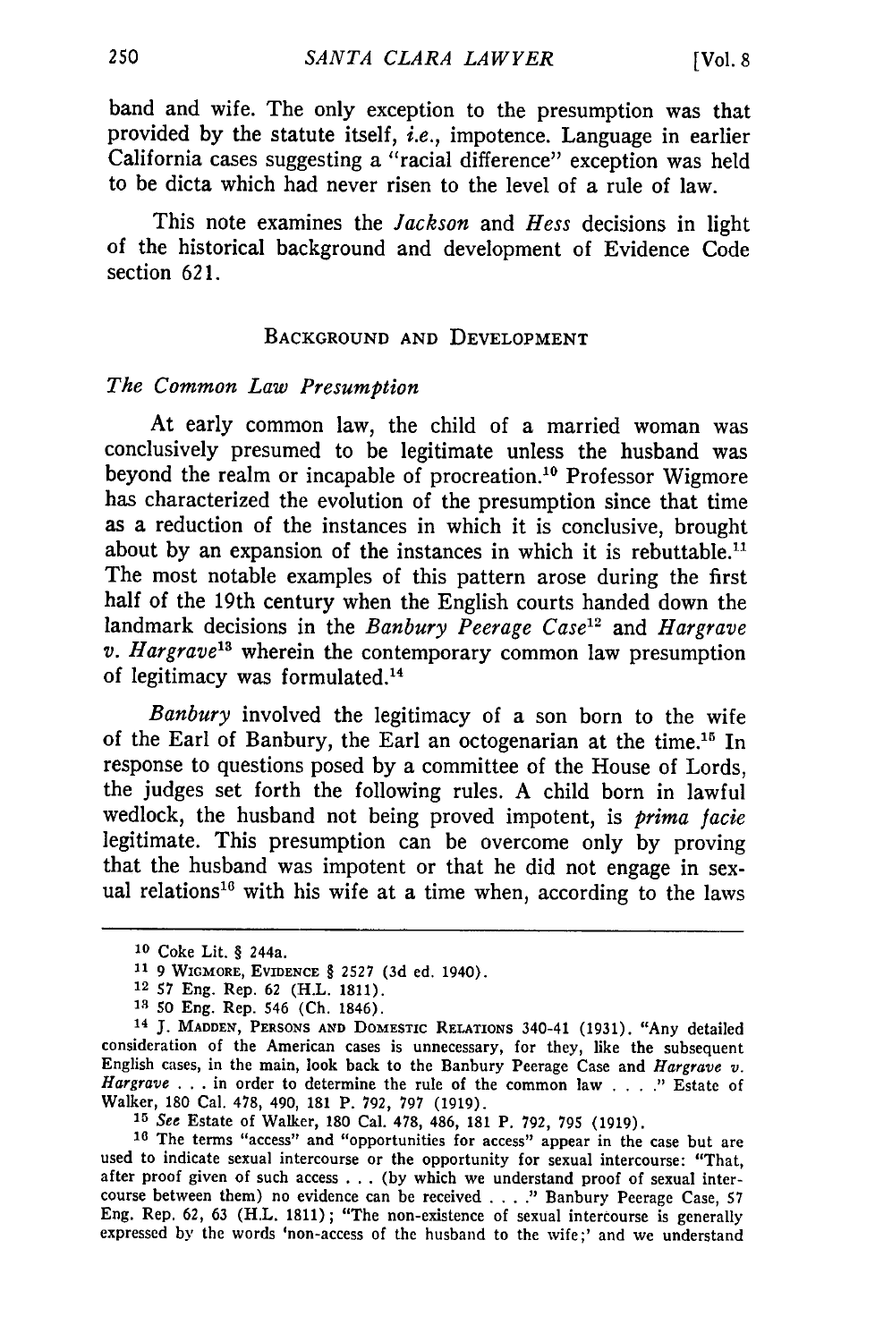band and wife. The only exception to the presumption was that provided by the statute itself, *i.e.*, impotence. Language in earlier California cases suggesting a "racial difference" exception was held to be dicta which had never risen to the level of a rule of law.

This note examines the *Jackson* and *Hess* decisions in light of the historical background and development of Evidence Code section 621.

## BACKGROUND AND DEVELOPMENT

### *The Common Law Presumption*

At early common law, the child of a married woman was conclusively presumed to be legitimate unless the husband was beyond the realm or incapable of procreation.[10] Professor Wigmore has characterized the evolution of the presumption since that time as a reduction of the instances in which it is conclusive, brought about by an expansion of the instances in which it is rebuttable.[11] The most notable examples of this pattern arose during the first half of the 19th century when the English courts handed down the landmark decisions in the *Banbury Peerage Case*[12] and *Hargrave v. Hargrave*[13] wherein the contemporary common law presumption of legitimacy was formulated.[14]

*Banbury* involved the legitimacy of a son born to the wife of the Earl of Banbury, the Earl an octogenarian at the time.[15] In response to questions posed by a committee of the House of Lords, the judges set forth the following rules. A child born in lawful wedlock, the husband not being proved impotent, is *prima facie* legitimate. This presumption can be overcome only by proving that the husband was impotent or that he did not engage in sexual relations[16] with his wife at a time when, according to the laws

---

[10] Coke Lit. § 244a.

[11] 9 WIGMORE, EVIDENCE § 2527 (3d ed. 1940).

[12] 57 Eng. Rep. 62 (H.L. 1811).

[13] 50 Eng. Rep. 546 (Ch. 1846).

[14] J. MADDEN, PERSONS AND DOMESTIC RELATIONS 340-41 (1931). "Any detailed consideration of the American cases is unnecessary, for they, like the subsequent English cases, in the main, look back to the Banbury Peerage Case and *Hargrave v. Hargrave* . . . in order to determine the rule of the common law . . . ." Estate of Walker, 180 Cal. 478, 490, 181 P. 792, 797 (1919).

[15] *See* Estate of Walker, 180 Cal. 478, 486, 181 P. 792, 795 (1919).

[16] The terms "access" and "opportunities for access" appear in the case but are used to indicate sexual intercourse or the opportunity for sexual intercourse: "That, after proof given of such access . . . (by which we understand proof of sexual intercourse between them) no evidence can be received . . . ." Banbury Peerage Case, 57 Eng. Rep. 62, 63 (H.L. 1811); "The non-existence of sexual intercourse is generally expressed by the words 'non-access of the husband to the wife;' and we understand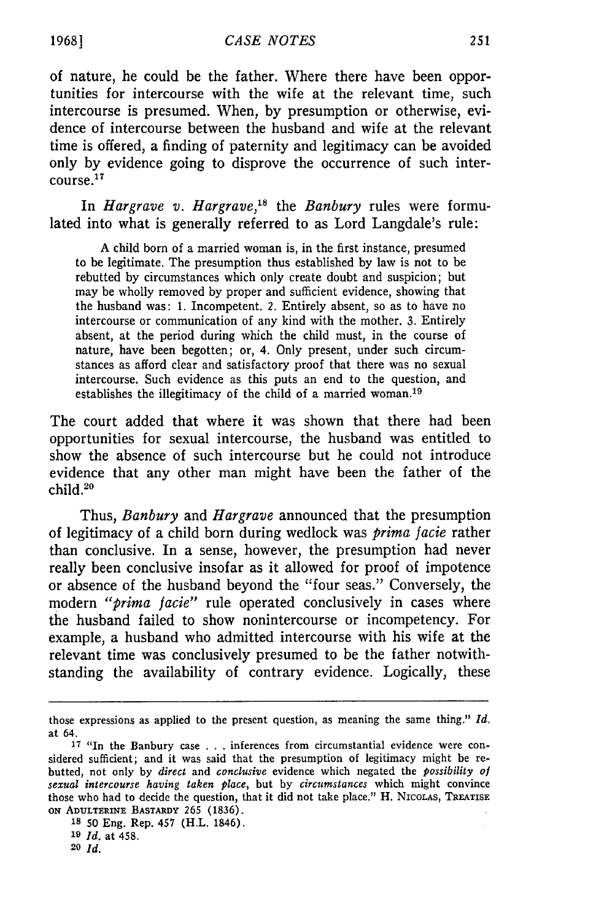of nature, he could be the father. Where there have been opportunities for intercourse with the wife at the relevant time, such intercourse is presumed. When, by presumption or otherwise, evidence of intercourse between the husband and wife at the relevant time is offered, a finding of paternity and legitimacy can be avoided only by evidence going to disprove the occurrence of such intercourse.[17]

In *Hargrave v. Hargrave*,[18] the *Banbury* rules were formulated into what is generally referred to as Lord Langdale's rule:

> A child born of a married woman is, in the first instance, presumed to be legitimate. The presumption thus established by law is not to be rebutted by circumstances which only create doubt and suspicion; but may be wholly removed by proper and sufficient evidence, showing that the husband was: 1. Incompetent. 2. Entirely absent, so as to have no intercourse or communication of any kind with the mother. 3. Entirely absent, at the period during which the child must, in the course of nature, have been begotten; or, 4. Only present, under such circumstances as afford clear and satisfactory proof that there was no sexual intercourse. Such evidence as this puts an end to the question, and establishes the illegitimacy of the child of a married woman.[19]

The court added that where it was shown that there had been opportunities for sexual intercourse, the husband was entitled to show the absence of such intercourse but he could not introduce evidence that any other man might have been the father of the child.[20]

Thus, *Banbury* and *Hargrave* announced that the presumption of legitimacy of a child born during wedlock was *prima facie* rather than conclusive. In a sense, however, the presumption had never really been conclusive insofar as it allowed for proof of impotence or absence of the husband beyond the "four seas." Conversely, the modern *"prima facie"* rule operated conclusively in cases where the husband failed to show nonintercourse or incompetency. For example, a husband who admitted intercourse with his wife at the relevant time was conclusively presumed to be the father notwithstanding the availability of contrary evidence. Logically, these

---

those expressions as applied to the present question, as meaning the same thing." *Id.* at 64.

[17] "In the Banbury case . . . inferences from circumstantial evidence were considered sufficient; and it was said that the presumption of legitimacy might be rebutted, not only by *direct* and *conclusive* evidence which negated the *possibility of sexual intercourse having taken place*, but by *circumstances* which might convince those who had to decide the question, that it did not take place." H. NICOLAS, TREATISE ON ADULTERINE BASTARDY 265 (1836).

[18] 50 Eng. Rep. 457 (H.L. 1846).

[19] *Id.* at 458.

[20] *Id.*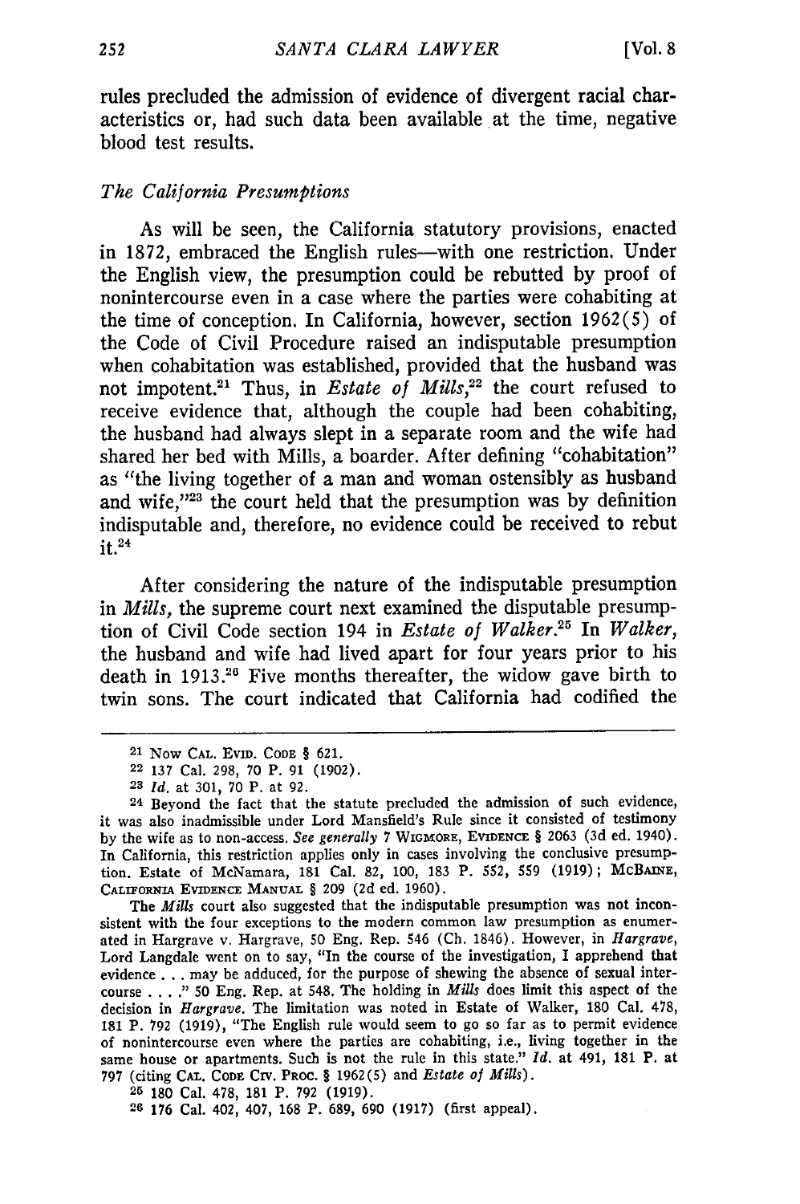rules precluded the admission of evidence of divergent racial characteristics or, had such data been available at the time, negative blood test results.

### *The California Presumptions*

As will be seen, the California statutory provisions, enacted in 1872, embraced the English rules—with one restriction. Under the English view, the presumption could be rebutted by proof of nonintercourse even in a case where the parties were cohabiting at the time of conception. In California, however, section 1962(5) of the Code of Civil Procedure raised an indisputable presumption when cohabitation was established, provided that the husband was not impotent.[21] Thus, in *Estate of Mills*,[22] the court refused to receive evidence that, although the couple had been cohabiting, the husband had always slept in a separate room and the wife had shared her bed with Mills, a boarder. After defining "cohabitation" as "the living together of a man and woman ostensibly as husband and wife,"[23] the court held that the presumption was by definition indisputable and, therefore, no evidence could be received to rebut it.[24]

After considering the nature of the indisputable presumption in *Mills*, the supreme court next examined the disputable presumption of Civil Code section 194 in *Estate of Walker*.[25] In *Walker*, the husband and wife had lived apart for four years prior to his death in 1913.[26] Five months thereafter, the widow gave birth to twin sons. The court indicated that California had codified the

---

[21] Now CAL. EVID. CODE § 621.

[22] 137 Cal. 298, 70 P. 91 (1902).

[23] *Id.* at 301, 70 P. at 92.

[24] Beyond the fact that the statute precluded the admission of such evidence, it was also inadmissible under Lord Mansfield's Rule since it consisted of testimony by the wife as to non-access. *See generally* 7 WIGMORE, EVIDENCE § 2063 (3d ed. 1940). In California, this restriction applies only in cases involving the conclusive presumption. Estate of McNamara, 181 Cal. 82, 100, 183 P. 552, 559 (1919); MCBAINE, CALIFORNIA EVIDENCE MANUAL § 209 (2d ed. 1960).

The *Mills* court also suggested that the indisputable presumption was not inconsistent with the four exceptions to the modern common law presumption as enumerated in Hargrave v. Hargrave, 50 Eng. Rep. 546 (Ch. 1846). However, in *Hargrave*, Lord Langdale went on to say, "In the course of the investigation, I apprehend that evidence . . . may be adduced, for the purpose of shewing the absence of sexual intercourse . . . ." 50 Eng. Rep. at 548. The holding in *Mills* does limit this aspect of the decision in *Hargrave*. The limitation was noted in Estate of Walker, 180 Cal. 478, 181 P. 792 (1919), "The English rule would seem to go so far as to permit evidence of nonintercourse even where the parties are cohabiting, i.e., living together in the same house or apartments. Such is not the rule in this state." *Id.* at 491, 181 P. at 797 (citing CAL. CODE CIV. PROC. § 1962(5) and *Estate of Mills*).

[25] 180 Cal. 478, 181 P. 792 (1919).

[26] 176 Cal. 402, 407, 168 P. 689, 690 (1917) (first appeal).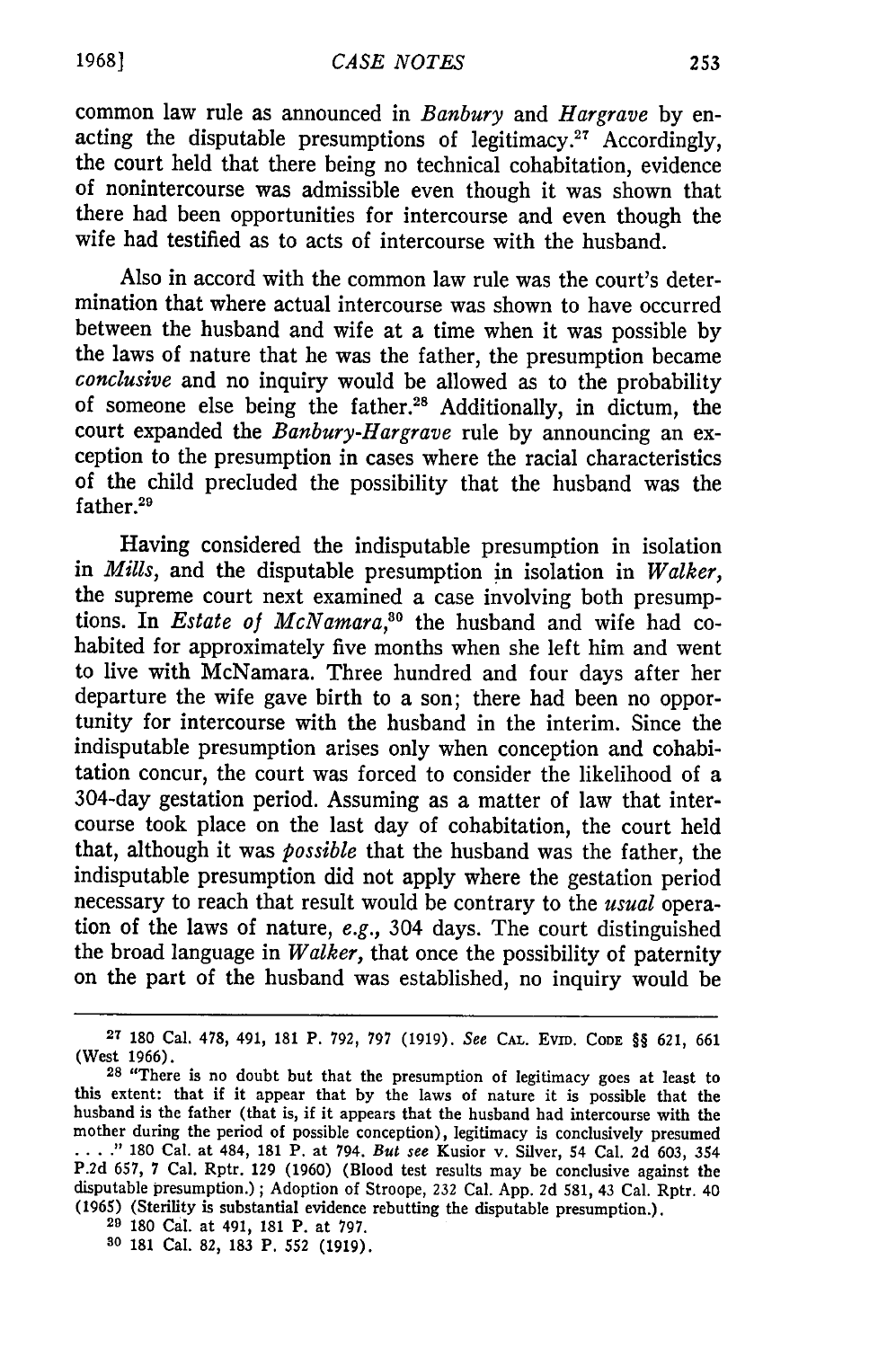common law rule as announced in *Banbury* and *Hargrave* by enacting the disputable presumptions of legitimacy.[27] Accordingly, the court held that there being no technical cohabitation, evidence of nonintercourse was admissible even though it was shown that there had been opportunities for intercourse and even though the wife had testified as to acts of intercourse with the husband.

Also in accord with the common law rule was the court's determination that where actual intercourse was shown to have occurred between the husband and wife at a time when it was possible by the laws of nature that he was the father, the presumption became *conclusive* and no inquiry would be allowed as to the probability of someone else being the father.[28] Additionally, in dictum, the court expanded the *Banbury-Hargrave* rule by announcing an exception to the presumption in cases where the racial characteristics of the child precluded the possibility that the husband was the father.[29]

Having considered the indisputable presumption in isolation in *Mills*, and the disputable presumption in isolation in *Walker*, the supreme court next examined a case involving both presumptions. In *Estate of McNamara*,[30] the husband and wife had cohabited for approximately five months when she left him and went to live with McNamara. Three hundred and four days after her departure the wife gave birth to a son; there had been no opportunity for intercourse with the husband in the interim. Since the indisputable presumption arises only when conception and cohabitation concur, the court was forced to consider the likelihood of a 304-day gestation period. Assuming as a matter of law that intercourse took place on the last day of cohabitation, the court held that, although it was *possible* that the husband was the father, the indisputable presumption did not apply where the gestation period necessary to reach that result would be contrary to the *usual* operation of the laws of nature, *e.g.*, 304 days. The court distinguished the broad language in *Walker*, that once the possibility of paternity on the part of the husband was established, no inquiry would be

---

[27] 180 Cal. 478, 491, 181 P. 792, 797 (1919). *See* CAL. EVID. CODE §§ 621, 661 (West 1966).

[28] "There is no doubt but that the presumption of legitimacy goes at least to this extent: that if it appear that by the laws of nature it is possible that the husband is the father (that is, if it appears that the husband had intercourse with the mother during the period of possible conception), legitimacy is conclusively presumed . . . ." 180 Cal. at 484, 181 P. at 794. *But see* Kusior v. Silver, 54 Cal. 2d 603, 354 P.2d 657, 7 Cal. Rptr. 129 (1960) (Blood test results may be conclusive against the disputable presumption.); Adoption of Stroope, 232 Cal. App. 2d 581, 43 Cal. Rptr. 40 (1965) (Sterility is substantial evidence rebutting the disputable presumption.).

[29] 180 Cal. at 491, 181 P. at 797.

[30] 181 Cal. 82, 183 P. 552 (1919).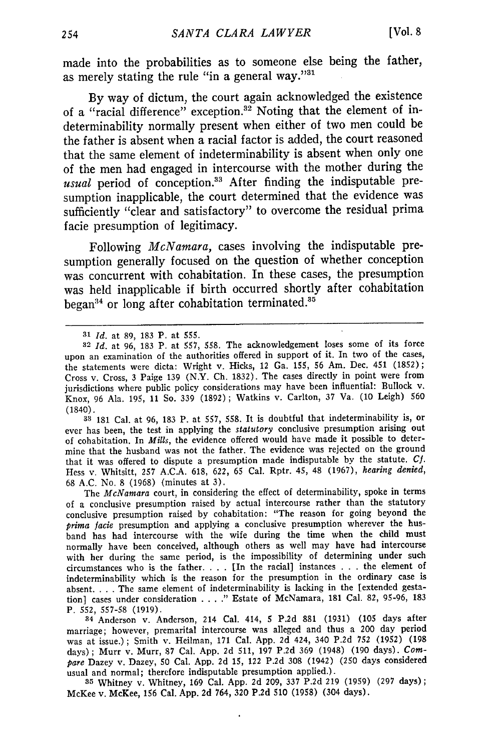made into the probabilities as to someone else being the father, as merely stating the rule "in a general way."[31]

By way of dictum, the court again acknowledged the existence of a "racial difference" exception.[32] Noting that the element of indeterminability normally present when either of two men could be the father is absent when a racial factor is added, the court reasoned that the same element of indeterminability is absent when only one of the men had engaged in intercourse with the mother during the *usual* period of conception.[33] After finding the indisputable presumption inapplicable, the court determined that the evidence was sufficiently "clear and satisfactory" to overcome the residual prima facie presumption of legitimacy.

Following *McNamara,* cases involving the indisputable presumption generally focused on the question of whether conception was concurrent with cohabitation. In these cases, the presumption was held inapplicable if birth occurred shortly after cohabitation began[34] or long after cohabitation terminated.[35]

---

[31] *Id.* at 89, 183 P. at 555.

[32] *Id.* at 96, 183 P. at 557, 558. The acknowledgement loses some of its force upon an examination of the authorities offered in support of it. In two of the cases, the statements were dicta: Wright v. Hicks, 12 Ga. 155, 56 Am. Dec. 451 (1852); Cross v. Cross, 3 Paige 139 (N.Y. Ch. 1832). The cases directly in point were from jurisdictions where public policy considerations may have been influential: Bullock v. Knox, 96 Ala. 195, 11 So. 339 (1892); Watkins v. Carlton, 37 Va. (10 Leigh) 560 (1840).

[33] 181 Cal. at 96, 183 P. at 557, 558. It is doubtful that indeterminability is, or ever has been, the test in applying the *statutory* conclusive presumption arising out of cohabitation. In *Mills,* the evidence offered would have made it possible to determine that the husband was not the father. The evidence was rejected on the ground that it was offered to dispute a presumption made indisputable by the statute. *Cf.* Hess v. Whitsitt, 257 A.C.A. 618, 622, 65 Cal. Rptr. 45, 48 (1967), *hearing denied,* 68 A.C. No. 8 (1968) (minutes at 3).

The *McNamara* court, in considering the effect of determinability, spoke in terms of a conclusive presumption raised by actual intercourse rather than the statutory conclusive presumption raised by cohabitation: "The reason for going beyond the *prima facie* presumption and applying a conclusive presumption wherever the husband has had intercourse with the wife during the time when the child must normally have been conceived, although others as well may have had intercourse with her during the same period, is the impossibility of determining under such circumstances who is the father. . . . [In the racial] instances . . . the element of indeterminability which is the reason for the presumption in the ordinary case is absent. . . . The same element of indeterminability is lacking in the [extended gestation] cases under consideration . . . ." Estate of McNamara, 181 Cal. 82, 95-96, 183 P. 552, 557-58 (1919).

[34] Anderson v. Anderson, 214 Cal. 414, 5 P.2d 881 (1931) (105 days after marriage; however, premarital intercourse was alleged and thus a 200 day period was at issue.); Smith v. Heilman, 171 Cal. App. 2d 424, 340 P.2d 752 (1952) (198 days); Murr v. Murr, 87 Cal. App. 2d 511, 197 P.2d 369 (1948) (190 days). *Compare* Dazey v. Dazey, 50 Cal. App. 2d 15, 122 P.2d 308 (1942) (250 days considered usual and normal; therefore indisputable presumption applied.).

[35] Whitney v. Whitney, 169 Cal. App. 2d 209, 337 P.2d 219 (1959) (297 days); McKee v. McKee, 156 Cal. App. 2d 764, 320 P.2d 510 (1958) (304 days).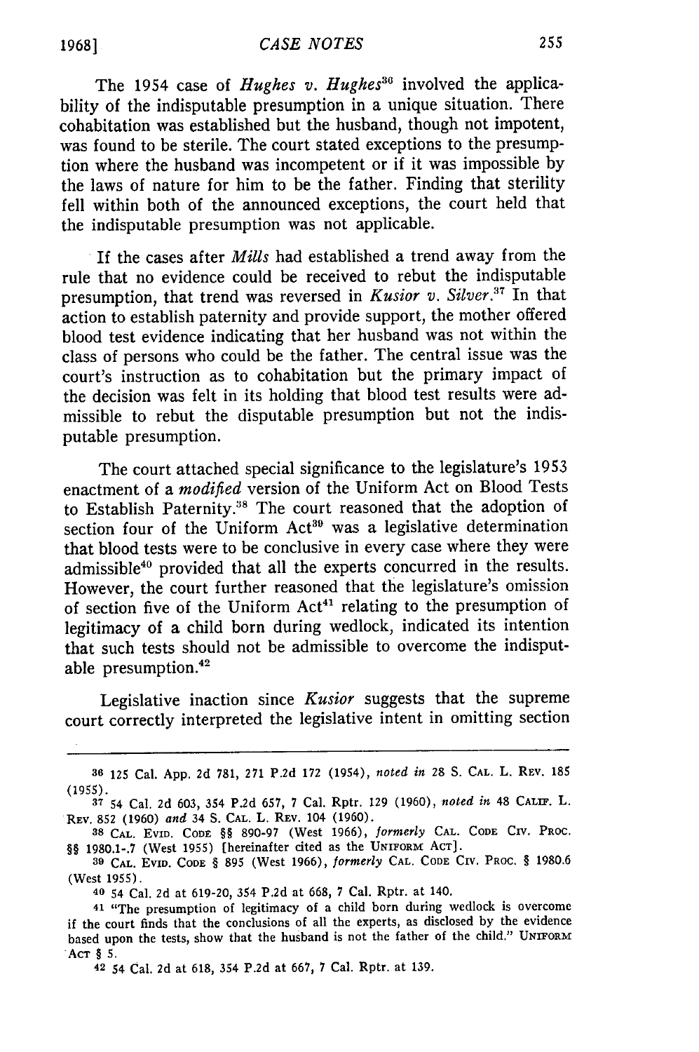The 1954 case of *Hughes v. Hughes*[36] involved the applicability of the indisputable presumption in a unique situation. There cohabitation was established but the husband, though not impotent, was found to be sterile. The court stated exceptions to the presumption where the husband was incompetent or if it was impossible by the laws of nature for him to be the father. Finding that sterility fell within both of the announced exceptions, the court held that the indisputable presumption was not applicable.

If the cases after *Mills* had established a trend away from the rule that no evidence could be received to rebut the indisputable presumption, that trend was reversed in *Kusior v. Silver*.[37] In that action to establish paternity and provide support, the mother offered blood test evidence indicating that her husband was not within the class of persons who could be the father. The central issue was the court's instruction as to cohabitation but the primary impact of the decision was felt in its holding that blood test results were admissible to rebut the disputable presumption but not the indisputable presumption.

The court attached special significance to the legislature's 1953 enactment of a *modified* version of the Uniform Act on Blood Tests to Establish Paternity.[38] The court reasoned that the adoption of section four of the Uniform Act[39] was a legislative determination that blood tests were to be conclusive in every case where they were admissible[40] provided that all the experts concurred in the results. However, the court further reasoned that the legislature's omission of section five of the Uniform Act[41] relating to the presumption of legitimacy of a child born during wedlock, indicated its intention that such tests should not be admissible to overcome the indisputable presumption.[42]

Legislative inaction since *Kusior* suggests that the supreme court correctly interpreted the legislative intent in omitting section

---

[36] 125 Cal. App. 2d 781, 271 P.2d 172 (1954), *noted in* 28 S. CAL. L. REV. 185 (1955).

[37] 54 Cal. 2d 603, 354 P.2d 657, 7 Cal. Rptr. 129 (1960), *noted in* 48 CALIF. L. REV. 852 (1960) *and* 34 S. CAL. L. REV. 104 (1960).

[38] CAL. EVID. CODE §§ 890-97 (West 1966), *formerly* CAL. CODE CIV. PROC. §§ 1980.1-.7 (West 1955) [hereinafter cited as the UNIFORM ACT].

[39] CAL. EVID. CODE § 895 (West 1966), *formerly* CAL. CODE CIV. PROC. § 1980.6 (West 1955).

[40] 54 Cal. 2d at 619-20, 354 P.2d at 668, 7 Cal. Rptr. at 140.

[41] "The presumption of legitimacy of a child born during wedlock is overcome if the court finds that the conclusions of all the experts, as disclosed by the evidence based upon the tests, show that the husband is not the father of the child." UNIFORM ACT § 5.

[42] 54 Cal. 2d at 618, 354 P.2d at 667, 7 Cal. Rptr. at 139.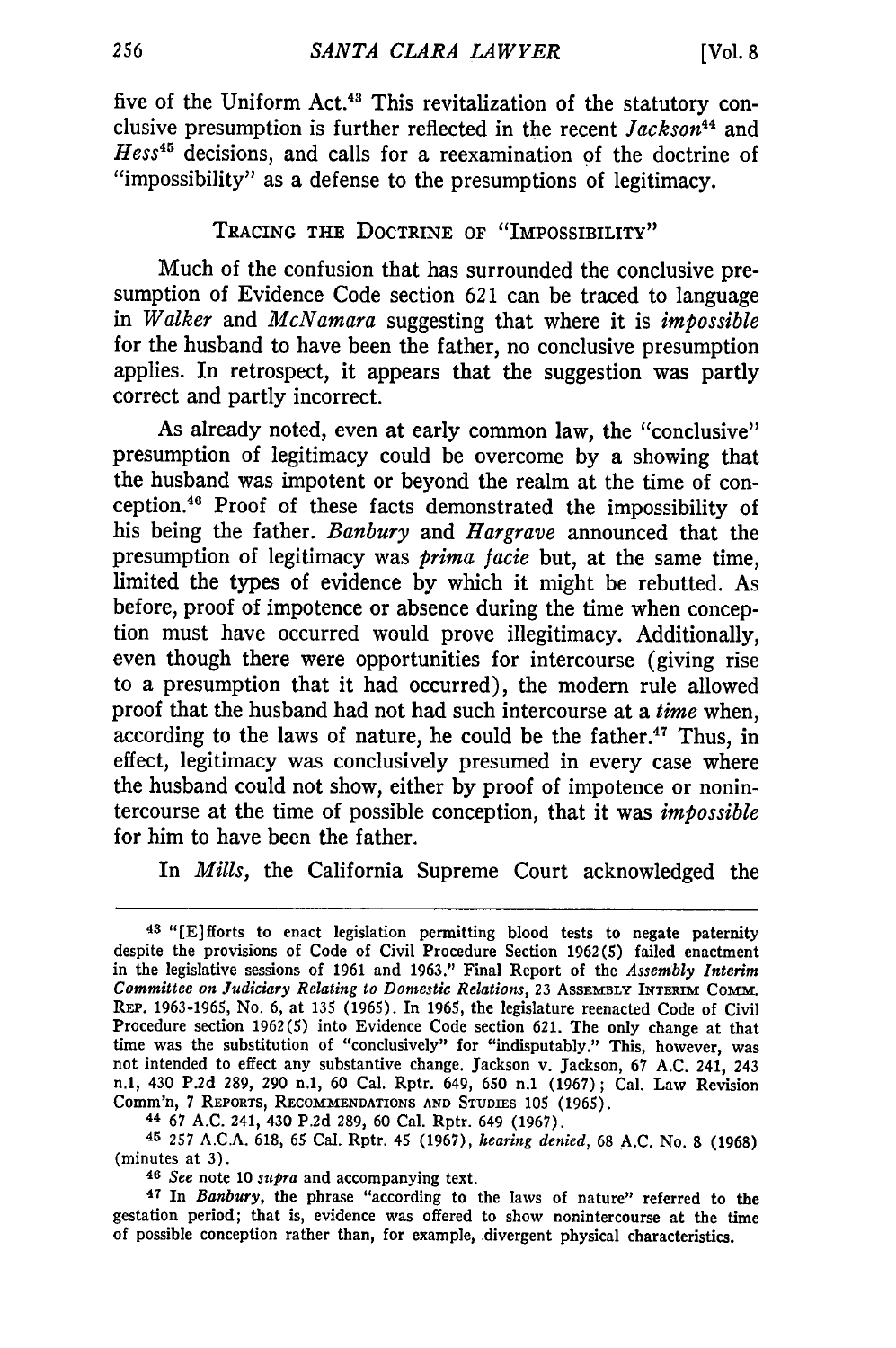five of the Uniform Act.[43] This revitalization of the statutory conclusive presumption is further reflected in the recent *Jackson*[44] and *Hess*[45] decisions, and calls for a reexamination of the doctrine of "impossibility" as a defense to the presumptions of legitimacy.

## TRACING THE DOCTRINE OF "IMPOSSIBILITY"

Much of the confusion that has surrounded the conclusive presumption of Evidence Code section 621 can be traced to language in *Walker* and *McNamara* suggesting that where it is *impossible* for the husband to have been the father, no conclusive presumption applies. In retrospect, it appears that the suggestion was partly correct and partly incorrect.

As already noted, even at early common law, the "conclusive" presumption of legitimacy could be overcome by a showing that the husband was impotent or beyond the realm at the time of conception.[46] Proof of these facts demonstrated the impossibility of his being the father. *Banbury* and *Hargrave* announced that the presumption of legitimacy was *prima facie* but, at the same time, limited the types of evidence by which it might be rebutted. As before, proof of impotence or absence during the time when conception must have occurred would prove illegitimacy. Additionally, even though there were opportunities for intercourse (giving rise to a presumption that it had occurred), the modern rule allowed proof that the husband had not had such intercourse at a *time* when, according to the laws of nature, he could be the father.[47] Thus, in effect, legitimacy was conclusively presumed in every case where the husband could not show, either by proof of impotence or nonintercourse at the time of possible conception, that it was *impossible* for him to have been the father.

In *Mills*, the California Supreme Court acknowledged the

---

[43] "[E]fforts to enact legislation permitting blood tests to negate paternity despite the provisions of Code of Civil Procedure Section 1962(5) failed enactment in the legislative sessions of 1961 and 1963." Final Report of the *Assembly Interim Committee on Judiciary Relating to Domestic Relations*, 23 ASSEMBLY INTERIM COMM. REP. 1963-1965, No. 6, at 135 (1965). In 1965, the legislature reenacted Code of Civil Procedure section 1962(5) into Evidence Code section 621. The only change at that time was the substitution of "conclusively" for "indisputably." This, however, was not intended to effect any substantive change. Jackson v. Jackson, 67 A.C. 241, 243 n.1, 430 P.2d 289, 290 n.1, 60 Cal. Rptr. 649, 650 n.1 (1967); Cal. Law Revision Comm'n, 7 REPORTS, RECOMMENDATIONS AND STUDIES 105 (1965).

[44] 67 A.C. 241, 430 P.2d 289, 60 Cal. Rptr. 649 (1967).

[45] 257 A.C.A. 618, 65 Cal. Rptr. 45 (1967), *hearing denied*, 68 A.C. No. 8 (1968) (minutes at 3).

[46] *See* note 10 *supra* and accompanying text.

[47] In *Banbury*, the phrase "according to the laws of nature" referred to the gestation period; that is, evidence was offered to show nonintercourse at the time of possible conception rather than, for example, divergent physical characteristics.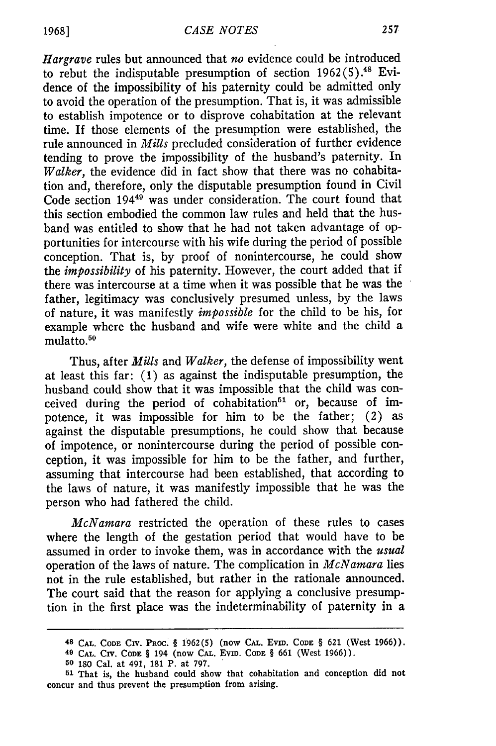*Hargrave* rules but announced that *no* evidence could be introduced to rebut the indisputable presumption of section 1962(5).[48] Evidence of the impossibility of his paternity could be admitted only to avoid the operation of the presumption. That is, it was admissible to establish impotence or to disprove cohabitation at the relevant time. If those elements of the presumption were established, the rule announced in *Mills* precluded consideration of further evidence tending to prove the impossibility of the husband's paternity. In *Walker*, the evidence did in fact show that there was no cohabitation and, therefore, only the disputable presumption found in Civil Code section 194[49] was under consideration. The court found that this section embodied the common law rules and held that the husband was entitled to show that he had not taken advantage of opportunities for intercourse with his wife during the period of possible conception. That is, by proof of nonintercourse, he could show the *impossibility* of his paternity. However, the court added that if there was intercourse at a time when it was possible that he was the father, legitimacy was conclusively presumed unless, by the laws of nature, it was manifestly *impossible* for the child to be his, for example where the husband and wife were white and the child a mulatto.[50]

Thus, after *Mills* and *Walker*, the defense of impossibility went at least this far: (1) as against the indisputable presumption, the husband could show that it was impossible that the child was conceived during the period of cohabitation[51] or, because of impotence, it was impossible for him to be the father; (2) as against the disputable presumptions, he could show that because of impotence, or nonintercourse during the period of possible conception, it was impossible for him to be the father, and further, assuming that intercourse had been established, that according to the laws of nature, it was manifestly impossible that he was the person who had fathered the child.

*McNamara* restricted the operation of these rules to cases where the length of the gestation period that would have to be assumed in order to invoke them, was in accordance with the *usual* operation of the laws of nature. The complication in *McNamara* lies not in the rule established, but rather in the rationale announced. The court said that the reason for applying a conclusive presumption in the first place was the indeterminability of paternity in a

---

48 CAL. CODE CIV. PROC. § 1962(5) (now CAL. EVID. CODE § 621 (West 1966)).

49 CAL. CIV. CODE § 194 (now CAL. EVID. CODE § 661 (West 1966)).

50 180 Cal. at 491, 181 P. at 797.

51 That is, the husband could show that cohabitation and conception did not concur and thus prevent the presumption from arising.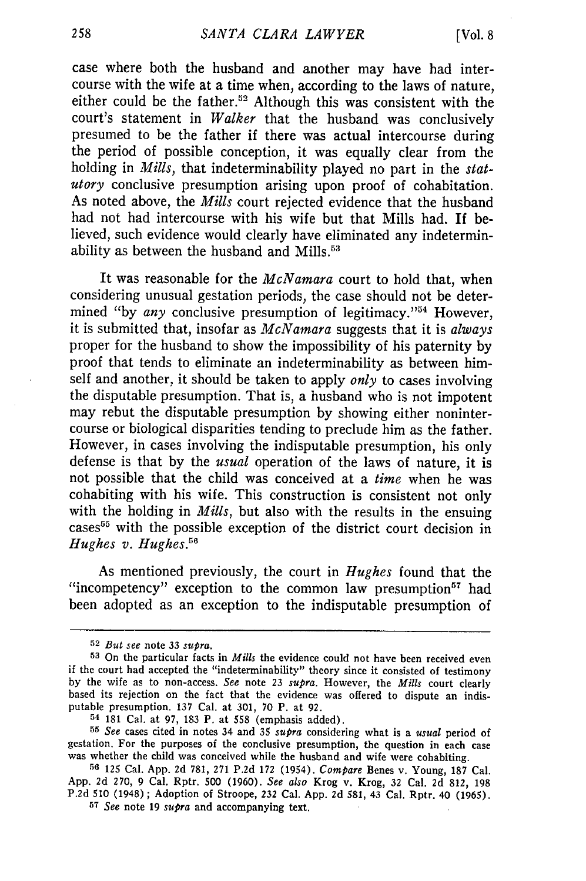case where both the husband and another may have had intercourse with the wife at a time when, according to the laws of nature, either could be the father.[52] Although this was consistent with the court's statement in *Walker* that the husband was conclusively presumed to be the father if there was actual intercourse during the period of possible conception, it was equally clear from the holding in *Mills*, that indeterminability played no part in the *statutory* conclusive presumption arising upon proof of cohabitation. As noted above, the *Mills* court rejected evidence that the husband had not had intercourse with his wife but that Mills had. If believed, such evidence would clearly have eliminated any indeterminability as between the husband and Mills.[53]

It was reasonable for the *McNamara* court to hold that, when considering unusual gestation periods, the case should not be determined "by *any* conclusive presumption of legitimacy."[54] However, it is submitted that, insofar as *McNamara* suggests that it is *always* proper for the husband to show the impossibility of his paternity by proof that tends to eliminate an indeterminability as between himself and another, it should be taken to apply *only* to cases involving the disputable presumption. That is, a husband who is not impotent may rebut the disputable presumption by showing either nonintercourse or biological disparities tending to preclude him as the father. However, in cases involving the indisputable presumption, his only defense is that by the *usual* operation of the laws of nature, it is not possible that the child was conceived at a *time* when he was cohabiting with his wife. This construction is consistent not only with the holding in *Mills*, but also with the results in the ensuing cases[55] with the possible exception of the district court decision in *Hughes v. Hughes*.[56]

As mentioned previously, the court in *Hughes* found that the "incompetency" exception to the common law presumption[57] had been adopted as an exception to the indisputable presumption of

---

[52] *But see* note 33 *supra*.

[53] On the particular facts in *Mills* the evidence could not have been received even if the court had accepted the "indeterminability" theory since it consisted of testimony by the wife as to non-access. *See* note 23 *supra*. However, the *Mills* court clearly based its rejection on the fact that the evidence was offered to dispute an indisputable presumption. 137 Cal. at 301, 70 P. at 92.

[54] 181 Cal. at 97, 183 P. at 558 (emphasis added).

[55] *See* cases cited in notes 34 and 35 *supra* considering what is a *usual* period of gestation. For the purposes of the conclusive presumption, the question in each case was whether the child was conceived while the husband and wife were cohabiting.

[56] 125 Cal. App. 2d 781, 271 P.2d 172 (1954). *Compare* Benes v. Young, 187 Cal. App. 2d 270, 9 Cal. Rptr. 500 (1960). *See also* Krog v. Krog, 32 Cal. 2d 812, 198 P.2d 510 (1948); Adoption of Stroope, 232 Cal. App. 2d 581, 43 Cal. Rptr. 40 (1965).

[57] *See* note 19 *supra* and accompanying text.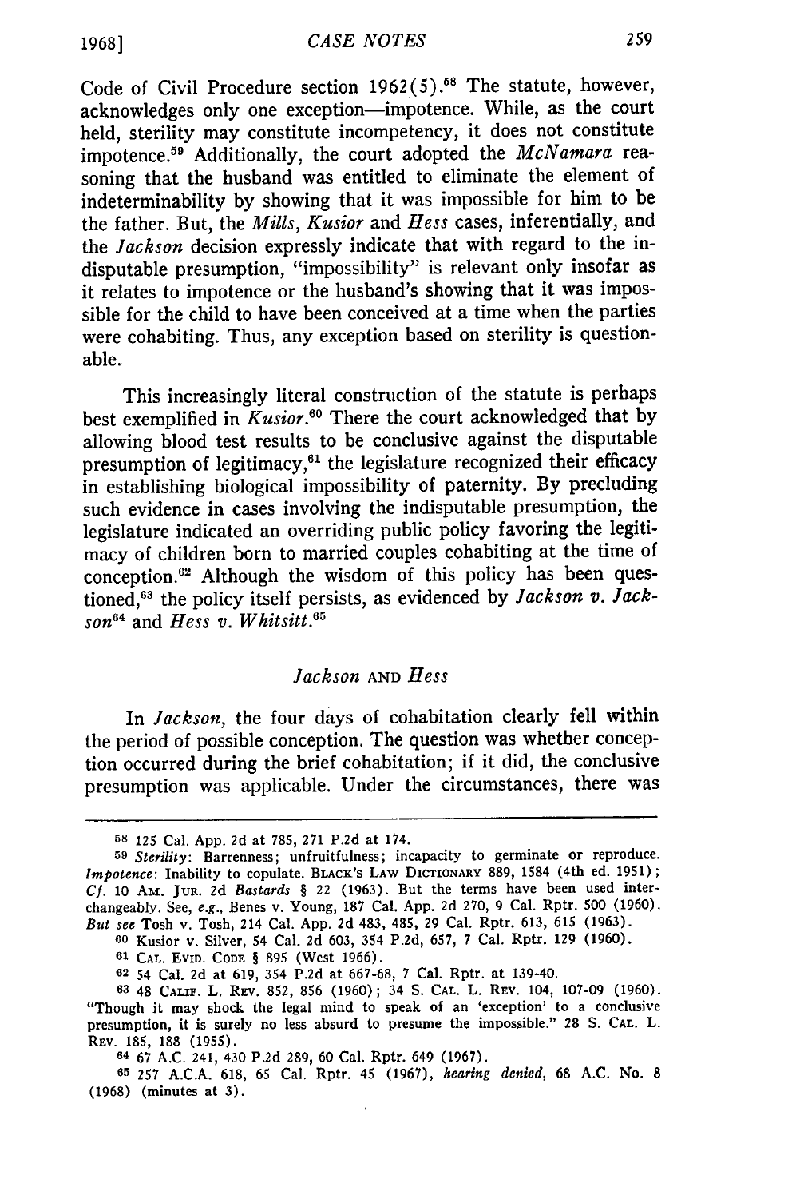Code of Civil Procedure section 1962(5).[58] The statute, however, acknowledges only one exception—impotence. While, as the court held, sterility may constitute incompetency, it does not constitute impotence.[59] Additionally, the court adopted the *McNamara* reasoning that the husband was entitled to eliminate the element of indeterminability by showing that it was impossible for him to be the father. But, the *Mills*, *Kusior* and *Hess* cases, inferentially, and the *Jackson* decision expressly indicate that with regard to the indisputable presumption, "impossibility" is relevant only insofar as it relates to impotence or the husband's showing that it was impossible for the child to have been conceived at a time when the parties were cohabiting. Thus, any exception based on sterility is questionable.

This increasingly literal construction of the statute is perhaps best exemplified in *Kusior*.[60] There the court acknowledged that by allowing blood test results to be conclusive against the disputable presumption of legitimacy,[61] the legislature recognized their efficacy in establishing biological impossibility of paternity. By precluding such evidence in cases involving the indisputable presumption, the legislature indicated an overriding public policy favoring the legitimacy of children born to married couples cohabiting at the time of conception.[62] Although the wisdom of this policy has been questioned,[63] the policy itself persists, as evidenced by *Jackson v. Jackson*[64] and *Hess v. Whitsitt*.[65]

### *Jackson* AND *Hess*

In *Jackson*, the four days of cohabitation clearly fell within the period of possible conception. The question was whether conception occurred during the brief cohabitation; if it did, the conclusive presumption was applicable. Under the circumstances, there was

---

[58] 125 Cal. App. 2d at 785, 271 P.2d at 174.

[59] *Sterility*: Barrenness; unfruitfulness; incapacity to germinate or reproduce. *Impotence*: Inability to copulate. BLACK'S LAW DICTIONARY 889, 1584 (4th ed. 1951); *Cf.* 10 AM. JUR. 2d *Bastards* § 22 (1963). But the terms have been used interchangeably. See, *e.g.*, Benes v. Young, 187 Cal. App. 2d 270, 9 Cal. Rptr. 500 (1960). *But see* Tosh v. Tosh, 214 Cal. App. 2d 483, 485, 29 Cal. Rptr. 613, 615 (1963).

[60] Kusior v. Silver, 54 Cal. 2d 603, 354 P.2d, 657, 7 Cal. Rptr. 129 (1960).

[61] CAL. EVID. CODE § 895 (West 1966).

[62] 54 Cal. 2d at 619, 354 P.2d at 667-68, 7 Cal. Rptr. at 139-40.

[63] 48 CALIF. L. REV. 852, 856 (1960); 34 S. CAL. L. REV. 104, 107-09 (1960). "Though it may shock the legal mind to speak of an 'exception' to a conclusive presumption, it is surely no less absurd to presume the impossible." 28 S. CAL. L. REV. 185, 188 (1955).

[64] 67 A.C. 241, 430 P.2d 289, 60 Cal. Rptr. 649 (1967).

[65] 257 A.C.A. 618, 65 Cal. Rptr. 45 (1967), *hearing denied*, 68 A.C. No. 8 (1968) (minutes at 3).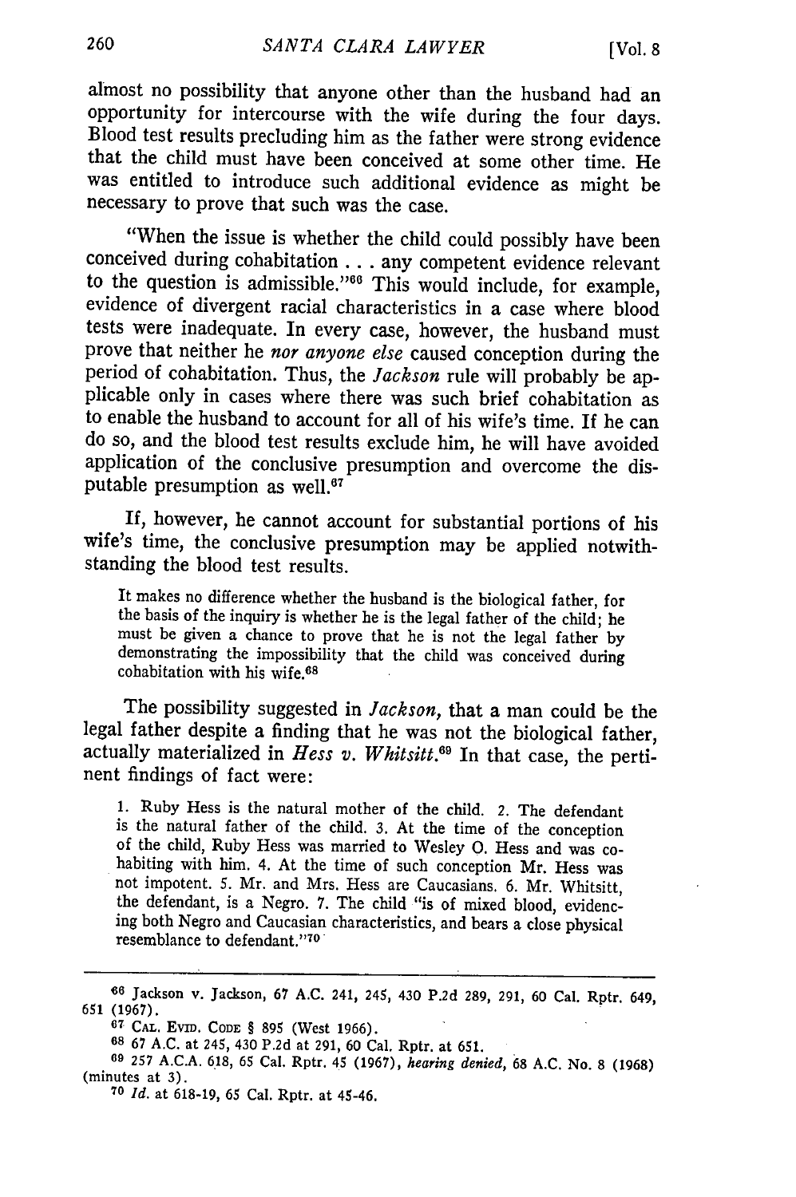almost no possibility that anyone other than the husband had an opportunity for intercourse with the wife during the four days. Blood test results precluding him as the father were strong evidence that the child must have been conceived at some other time. He was entitled to introduce such additional evidence as might be necessary to prove that such was the case.

"When the issue is whether the child could possibly have been conceived during cohabitation . . . any competent evidence relevant to the question is admissible."[66] This would include, for example, evidence of divergent racial characteristics in a case where blood tests were inadequate. In every case, however, the husband must prove that neither he *nor anyone else* caused conception during the period of cohabitation. Thus, the *Jackson* rule will probably be applicable only in cases where there was such brief cohabitation as to enable the husband to account for all of his wife's time. If he can do so, and the blood test results exclude him, he will have avoided application of the conclusive presumption and overcome the disputable presumption as well.[67]

If, however, he cannot account for substantial portions of his wife's time, the conclusive presumption may be applied notwithstanding the blood test results.

> It makes no difference whether the husband is the biological father, for the basis of the inquiry is whether he is the legal father of the child; he must be given a chance to prove that he is not the legal father by demonstrating the impossibility that the child was conceived during cohabitation with his wife.[68]

The possibility suggested in *Jackson,* that a man could be the legal father despite a finding that he was not the biological father, actually materialized in *Hess v. Whitsitt.*[69] In that case, the pertinent findings of fact were:

> 1. Ruby Hess is the natural mother of the child. 2. The defendant is the natural father of the child. 3. At the time of the conception of the child, Ruby Hess was married to Wesley O. Hess and was cohabiting with him. 4. At the time of such conception Mr. Hess was not impotent. 5. Mr. and Mrs. Hess are Caucasians. 6. Mr. Whitsitt, the defendant, is a Negro. 7. The child "is of mixed blood, evidencing both Negro and Caucasian characteristics, and bears a close physical resemblance to defendant."[70]

---

[66] Jackson v. Jackson, 67 A.C. 241, 245, 430 P.2d 289, 291, 60 Cal. Rptr. 649, 651 (1967).

[67] CAL. EVID. CODE § 895 (West 1966).

[68] 67 A.C. at 245, 430 P.2d at 291, 60 Cal. Rptr. at 651.

[69] 257 A.C.A. 618, 65 Cal. Rptr. 45 (1967), *hearing denied,* 68 A.C. No. 8 (1968) (minutes at 3).

[70] *Id.* at 618-19, 65 Cal. Rptr. at 45-46.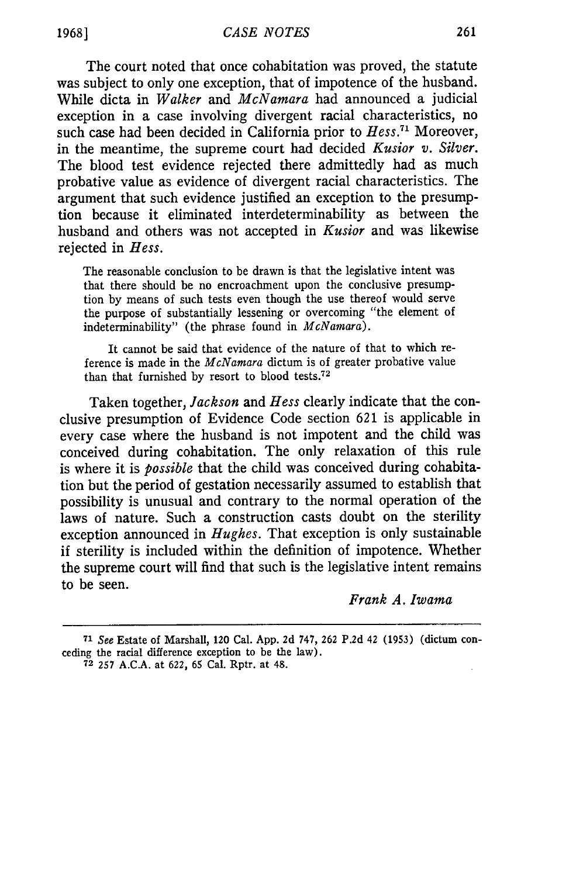The court noted that once cohabitation was proved, the statute was subject to only one exception, that of impotence of the husband. While dicta in *Walker* and *McNamara* had announced a judicial exception in a case involving divergent racial characteristics, no such case had been decided in California prior to *Hess*.[71] Moreover, in the meantime, the supreme court had decided *Kusior v. Silver*. The blood test evidence rejected there admittedly had as much probative value as evidence of divergent racial characteristics. The argument that such evidence justified an exception to the presumption because it eliminated interdeterminability as between the husband and others was not accepted in *Kusior* and was likewise rejected in *Hess*.

> The reasonable conclusion to be drawn is that the legislative intent was that there should be no encroachment upon the conclusive presumption by means of such tests even though the use thereof would serve the purpose of substantially lessening or overcoming "the element of indeterminability" (the phrase found in *McNamara*).
>
> It cannot be said that evidence of the nature of that to which reference is made in the *McNamara* dictum is of greater probative value than that furnished by resort to blood tests.[72]

Taken together, *Jackson* and *Hess* clearly indicate that the conclusive presumption of Evidence Code section 621 is applicable in every case where the husband is not impotent and the child was conceived during cohabitation. The only relaxation of this rule is where it is *possible* that the child was conceived during cohabitation but the period of gestation necessarily assumed to establish that possibility is unusual and contrary to the normal operation of the laws of nature. Such a construction casts doubt on the sterility exception announced in *Hughes*. That exception is only sustainable if sterility is included within the definition of impotence. Whether the supreme court will find that such is the legislative intent remains to be seen.

*Frank A. Iwama*

---

[71] *See* Estate of Marshall, 120 Cal. App. 2d 747, 262 P.2d 42 (1953) (dictum conceding the racial difference exception to be the law).

[72] 257 A.C.A. at 622, 65 Cal. Rptr. at 48.